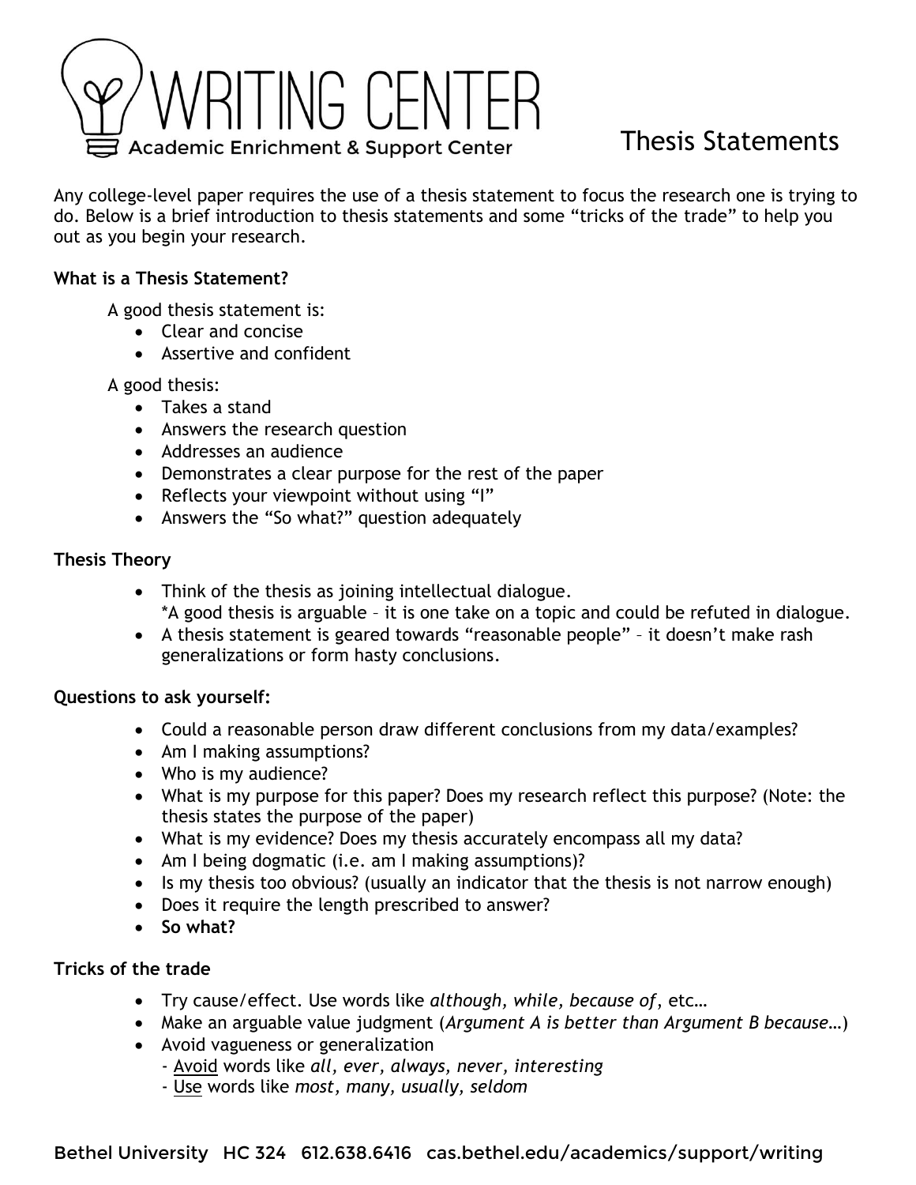# WRITING CENTER

Academic Enrichment & Support Center

## Thesis Statements

Any college-level paper requires the use of a thesis statement to focus the research one is trying to do. Below is a brief introduction to thesis statements and some "tricks of the trade" to help you out as you begin your research.

**What is a Thesis Statement?**

A good thesis statement is:

- Clear and concise
- Assertive and confident

A good thesis:

- Takes a stand
- Answers the research question
- Addresses an audience
- Demonstrates a clear purpose for the rest of the paper
- Reflects your viewpoint without using "I"
- Answers the "So what?" question adequately

**Thesis Theory**

- Think of the thesis as joining intellectual dialogue.
  *A good thesis is arguable – it is one take on a topic and could be refuted in dialogue.
- A thesis statement is geared towards "reasonable people" – it doesn't make rash generalizations or form hasty conclusions.

**Questions to ask yourself:**

- Could a reasonable person draw different conclusions from my data/examples?
- Am I making assumptions?
- Who is my audience?
- What is my purpose for this paper? Does my research reflect this purpose? (Note: the thesis states the purpose of the paper)
- What is my evidence? Does my thesis accurately encompass all my data?
- Am I being dogmatic (i.e. am I making assumptions)?
- Is my thesis too obvious? (usually an indicator that the thesis is not narrow enough)
- Does it require the length prescribed to answer?
- **So what?**

**Tricks of the trade**

- Try cause/effect. Use words like *although, while, because of*, etc…
- Make an arguable value judgment (*Argument A is better than Argument B because…*)
- Avoid vagueness or generalization
  - <u>Avoid</u> words like *all, ever, always, never, interesting*
  - <u>Use</u> words like *most, many, usually, seldom*

Bethel University HC 324 612.638.6416 cas.bethel.edu/academics/support/writing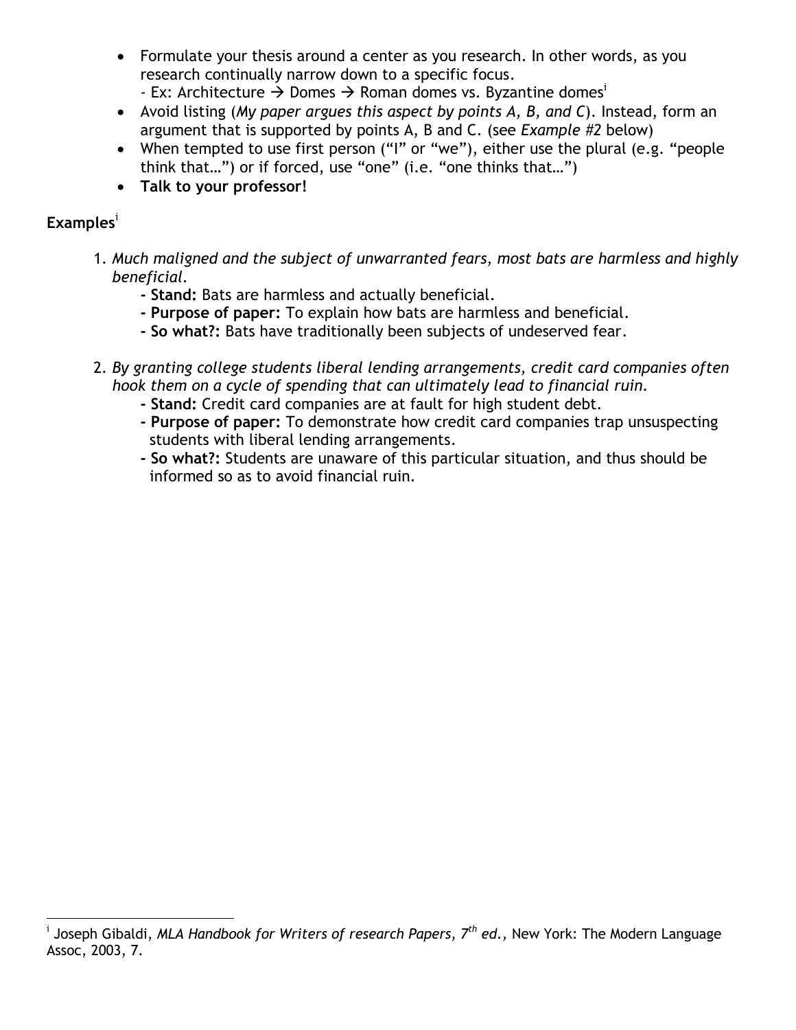- Formulate your thesis around a center as you research. In other words, as you research continually narrow down to a specific focus.
  - Ex: Architecture → Domes → Roman domes vs. Byzantine domes[i]
- Avoid listing (*My paper argues this aspect by points A, B, and C*). Instead, form an argument that is supported by points A, B and C. (see *Example #2* below)
- When tempted to use first person ("I" or "we"), either use the plural (e.g. "people think that…") or if forced, use "one" (i.e. "one thinks that…")
- **Talk to your professor!**

**Examples**[i]

1. *Much maligned and the subject of unwarranted fears, most bats are harmless and highly beneficial.*
   - **Stand:** Bats are harmless and actually beneficial.
   - **Purpose of paper:** To explain how bats are harmless and beneficial.
   - **So what?:** Bats have traditionally been subjects of undeserved fear.

2. *By granting college students liberal lending arrangements, credit card companies often hook them on a cycle of spending that can ultimately lead to financial ruin.*
   - **Stand:** Credit card companies are at fault for high student debt.
   - **Purpose of paper:** To demonstrate how credit card companies trap unsuspecting students with liberal lending arrangements.
   - **So what?:** Students are unaware of this particular situation, and thus should be informed so as to avoid financial ruin.

---

[i] Joseph Gibaldi, *MLA Handbook for Writers of research Papers, 7th ed.,* New York: The Modern Language Assoc, 2003, 7.